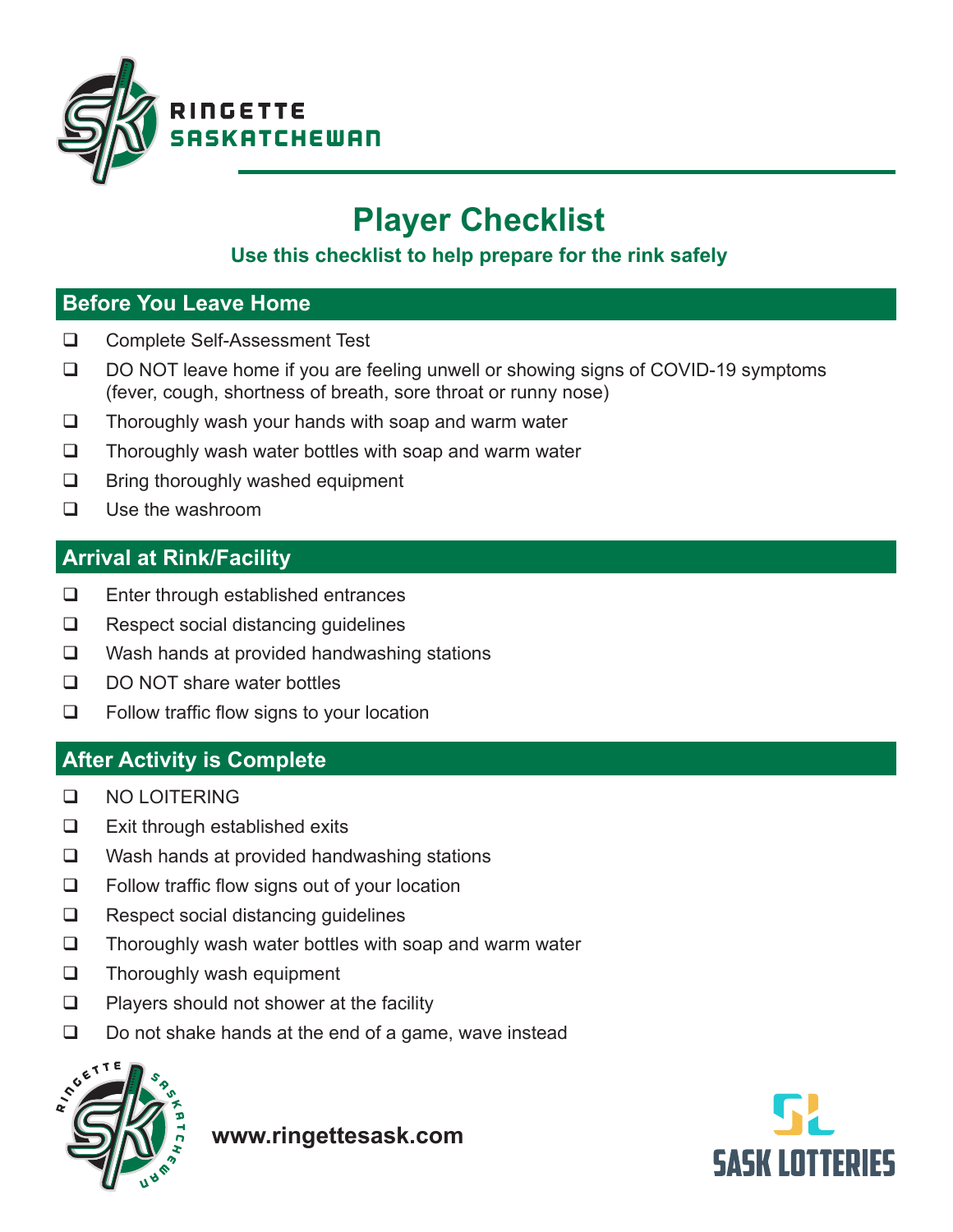RINGETTE SASKATCHEWAN

# Player Checklist

**Use this checklist to help prepare for the rink safely**

## Before You Leave Home

- ❑ Complete Self-Assessment Test
- ❑ DO NOT leave home if you are feeling unwell or showing signs of COVID-19 symptoms (fever, cough, shortness of breath, sore throat or runny nose)
- ❑ Thoroughly wash your hands with soap and warm water
- ❑ Thoroughly wash water bottles with soap and warm water
- ❑ Bring thoroughly washed equipment
- ❑ Use the washroom

## Arrival at Rink/Facility

- ❑ Enter through established entrances
- ❑ Respect social distancing guidelines
- ❑ Wash hands at provided handwashing stations
- ❑ DO NOT share water bottles
- ❑ Follow traffic flow signs to your location

## After Activity is Complete

- ❑ NO LOITERING
- ❑ Exit through established exits
- ❑ Wash hands at provided handwashing stations
- ❑ Follow traffic flow signs out of your location
- ❑ Respect social distancing guidelines
- ❑ Thoroughly wash water bottles with soap and warm water
- ❑ Thoroughly wash equipment
- ❑ Players should not shower at the facility
- ❑ Do not shake hands at the end of a game, wave instead

**www.ringettesask.com**

SASK LOTTERIES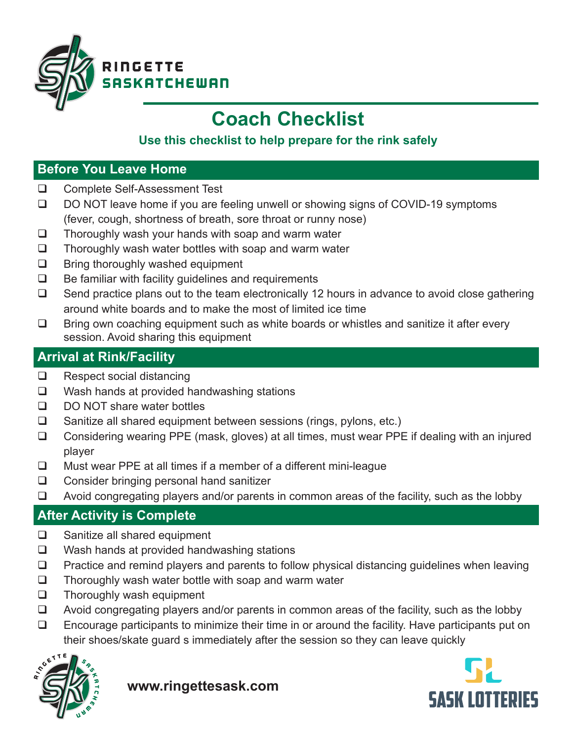RINGETTE SASKATCHEWAN

# Coach Checklist

**Use this checklist to help prepare for the rink safely**

## Before You Leave Home

- ❑ Complete Self-Assessment Test
- ❑ DO NOT leave home if you are feeling unwell or showing signs of COVID-19 symptoms (fever, cough, shortness of breath, sore throat or runny nose)
- ❑ Thoroughly wash your hands with soap and warm water
- ❑ Thoroughly wash water bottles with soap and warm water
- ❑ Bring thoroughly washed equipment
- ❑ Be familiar with facility guidelines and requirements
- ❑ Send practice plans out to the team electronically 12 hours in advance to avoid close gathering around white boards and to make the most of limited ice time
- ❑ Bring own coaching equipment such as white boards or whistles and sanitize it after every session. Avoid sharing this equipment

## Arrival at Rink/Facility

- ❑ Respect social distancing
- ❑ Wash hands at provided handwashing stations
- ❑ DO NOT share water bottles
- ❑ Sanitize all shared equipment between sessions (rings, pylons, etc.)
- ❑ Considering wearing PPE (mask, gloves) at all times, must wear PPE if dealing with an injured player
- ❑ Must wear PPE at all times if a member of a different mini-league
- ❑ Consider bringing personal hand sanitizer
- ❑ Avoid congregating players and/or parents in common areas of the facility, such as the lobby

## After Activity is Complete

- ❑ Sanitize all shared equipment
- ❑ Wash hands at provided handwashing stations
- ❑ Practice and remind players and parents to follow physical distancing guidelines when leaving
- ❑ Thoroughly wash water bottle with soap and warm water
- ❑ Thoroughly wash equipment
- ❑ Avoid congregating players and/or parents in common areas of the facility, such as the lobby
- ❑ Encourage participants to minimize their time in or around the facility. Have participants put on their shoes/skate guard s immediately after the session so they can leave quickly

**www.ringettesask.com**

SASK LOTTERIES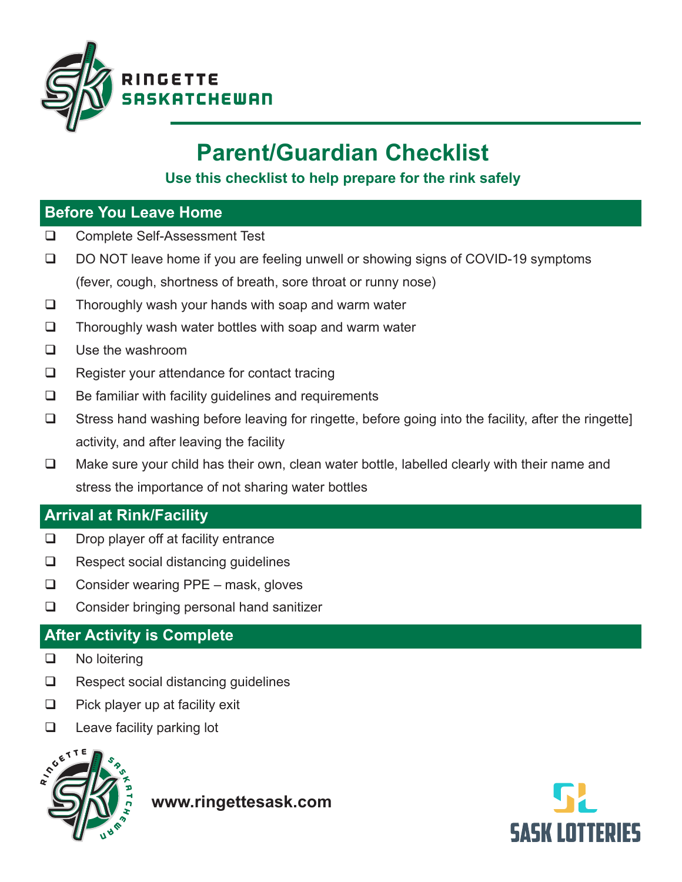RINGETTE SASKATCHEWAN

# Parent/Guardian Checklist

**Use this checklist to help prepare for the rink safely**

## Before You Leave Home

- ❑ Complete Self-Assessment Test
- ❑ DO NOT leave home if you are feeling unwell or showing signs of COVID-19 symptoms (fever, cough, shortness of breath, sore throat or runny nose)
- ❑ Thoroughly wash your hands with soap and warm water
- ❑ Thoroughly wash water bottles with soap and warm water
- ❑ Use the washroom
- ❑ Register your attendance for contact tracing
- ❑ Be familiar with facility guidelines and requirements
- ❑ Stress hand washing before leaving for ringette, before going into the facility, after the ringette] activity, and after leaving the facility
- ❑ Make sure your child has their own, clean water bottle, labelled clearly with their name and stress the importance of not sharing water bottles

## Arrival at Rink/Facility

- ❑ Drop player off at facility entrance
- ❑ Respect social distancing guidelines
- ❑ Consider wearing PPE – mask, gloves
- ❑ Consider bringing personal hand sanitizer

## After Activity is Complete

- ❑ No loitering
- ❑ Respect social distancing guidelines
- ❑ Pick player up at facility exit
- ❑ Leave facility parking lot

**www.ringettesask.com**

SASK LOTTERIES